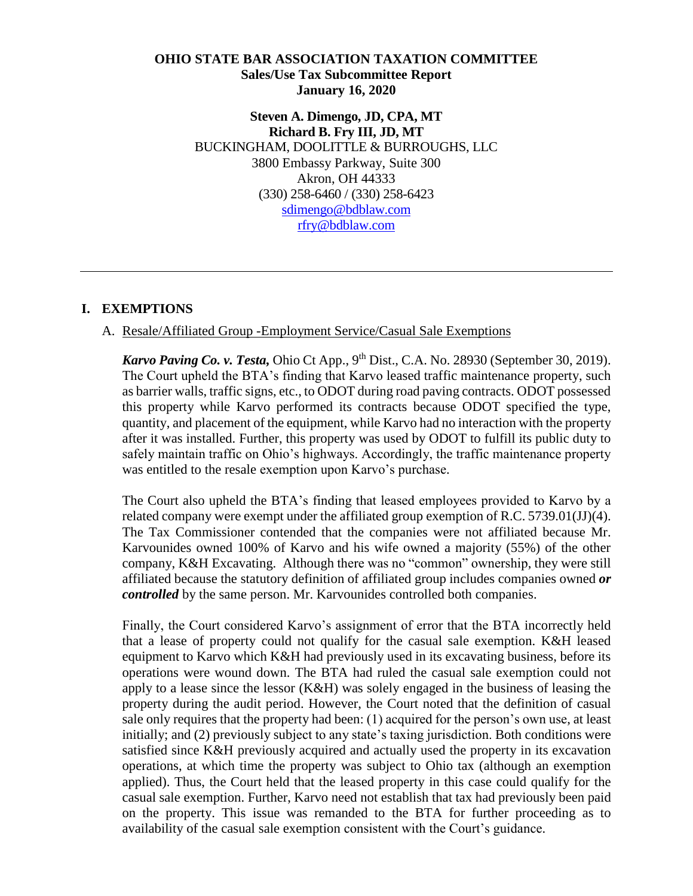**OHIO STATE BAR ASSOCIATION TAXATION COMMITTEE**
**Sales/Use Tax Subcommittee Report**
**January 16, 2020**

**Steven A. Dimengo, JD, CPA, MT**
**Richard B. Fry III, JD, MT**
BUCKINGHAM, DOOLITTLE & BURROUGHS, LLC
3800 Embassy Parkway, Suite 300
Akron, OH 44333
(330) 258-6460 / (330) 258-6423
sdimengo@bdblaw.com
rfry@bdblaw.com

---

## I. EXEMPTIONS

### A. Resale/Affiliated Group -Employment Service/Casual Sale Exemptions

***Karvo Paving Co. v. Testa,*** Ohio Ct App., 9th Dist., C.A. No. 28930 (September 30, 2019). The Court upheld the BTA's finding that Karvo leased traffic maintenance property, such as barrier walls, traffic signs, etc., to ODOT during road paving contracts. ODOT possessed this property while Karvo performed its contracts because ODOT specified the type, quantity, and placement of the equipment, while Karvo had no interaction with the property after it was installed. Further, this property was used by ODOT to fulfill its public duty to safely maintain traffic on Ohio's highways. Accordingly, the traffic maintenance property was entitled to the resale exemption upon Karvo's purchase.

The Court also upheld the BTA's finding that leased employees provided to Karvo by a related company were exempt under the affiliated group exemption of R.C. 5739.01(JJ)(4). The Tax Commissioner contended that the companies were not affiliated because Mr. Karvounides owned 100% of Karvo and his wife owned a majority (55%) of the other company, K&H Excavating. Although there was no "common" ownership, they were still affiliated because the statutory definition of affiliated group includes companies owned ***or controlled*** by the same person. Mr. Karvounides controlled both companies.

Finally, the Court considered Karvo's assignment of error that the BTA incorrectly held that a lease of property could not qualify for the casual sale exemption. K&H leased equipment to Karvo which K&H had previously used in its excavating business, before its operations were wound down. The BTA had ruled the casual sale exemption could not apply to a lease since the lessor (K&H) was solely engaged in the business of leasing the property during the audit period. However, the Court noted that the definition of casual sale only requires that the property had been: (1) acquired for the person's own use, at least initially; and (2) previously subject to any state's taxing jurisdiction. Both conditions were satisfied since K&H previously acquired and actually used the property in its excavation operations, at which time the property was subject to Ohio tax (although an exemption applied). Thus, the Court held that the leased property in this case could qualify for the casual sale exemption. Further, Karvo need not establish that tax had previously been paid on the property. This issue was remanded to the BTA for further proceeding as to availability of the casual sale exemption consistent with the Court's guidance.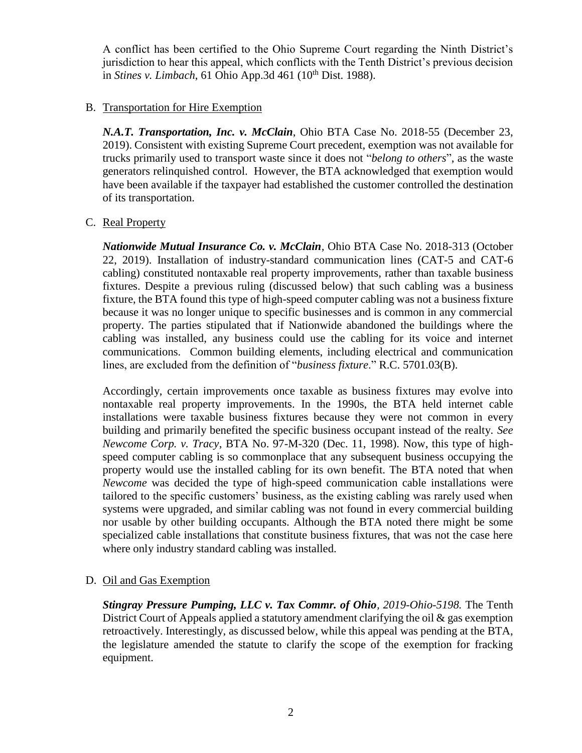A conflict has been certified to the Ohio Supreme Court regarding the Ninth District's jurisdiction to hear this appeal, which conflicts with the Tenth District's previous decision in *Stines v. Limbach*, 61 Ohio App.3d 461 (10th Dist. 1988).

B. Transportation for Hire Exemption

***N.A.T. Transportation, Inc. v. McClain***, Ohio BTA Case No. 2018-55 (December 23, 2019). Consistent with existing Supreme Court precedent, exemption was not available for trucks primarily used to transport waste since it does not "*belong to others*", as the waste generators relinquished control. However, the BTA acknowledged that exemption would have been available if the taxpayer had established the customer controlled the destination of its transportation.

C. Real Property

***Nationwide Mutual Insurance Co. v. McClain***, Ohio BTA Case No. 2018-313 (October 22, 2019). Installation of industry-standard communication lines (CAT-5 and CAT-6 cabling) constituted nontaxable real property improvements, rather than taxable business fixtures. Despite a previous ruling (discussed below) that such cabling was a business fixture, the BTA found this type of high-speed computer cabling was not a business fixture because it was no longer unique to specific businesses and is common in any commercial property. The parties stipulated that if Nationwide abandoned the buildings where the cabling was installed, any business could use the cabling for its voice and internet communications. Common building elements, including electrical and communication lines, are excluded from the definition of "*business fixture*." R.C. 5701.03(B).

Accordingly, certain improvements once taxable as business fixtures may evolve into nontaxable real property improvements. In the 1990s, the BTA held internet cable installations were taxable business fixtures because they were not common in every building and primarily benefited the specific business occupant instead of the realty. *See Newcome Corp. v. Tracy*, BTA No. 97-M-320 (Dec. 11, 1998). Now, this type of high-speed computer cabling is so commonplace that any subsequent business occupying the property would use the installed cabling for its own benefit. The BTA noted that when *Newcome* was decided the type of high-speed communication cable installations were tailored to the specific customers' business, as the existing cabling was rarely used when systems were upgraded, and similar cabling was not found in every commercial building nor usable by other building occupants. Although the BTA noted there might be some specialized cable installations that constitute business fixtures, that was not the case here where only industry standard cabling was installed.

D. Oil and Gas Exemption

***Stingray Pressure Pumping, LLC v. Tax Commr. of Ohio***, *2019-Ohio-5198.* The Tenth District Court of Appeals applied a statutory amendment clarifying the oil & gas exemption retroactively. Interestingly, as discussed below, while this appeal was pending at the BTA, the legislature amended the statute to clarify the scope of the exemption for fracking equipment.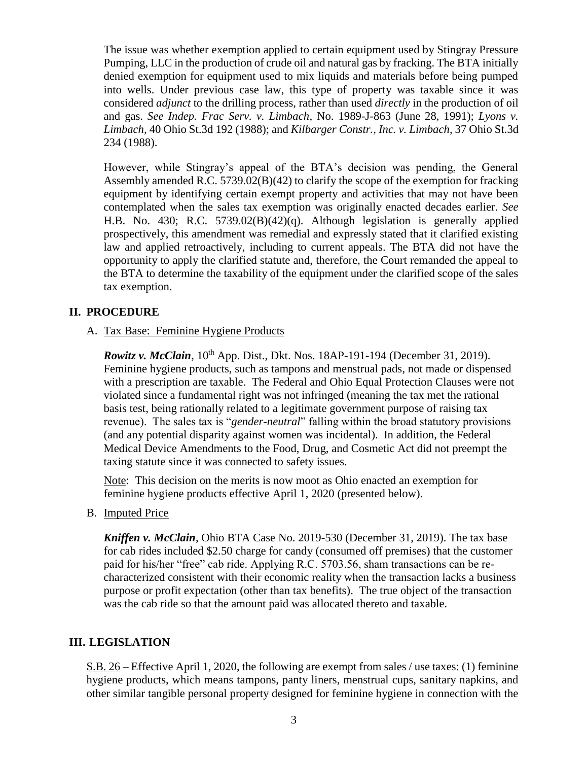The issue was whether exemption applied to certain equipment used by Stingray Pressure Pumping, LLC in the production of crude oil and natural gas by fracking. The BTA initially denied exemption for equipment used to mix liquids and materials before being pumped into wells. Under previous case law, this type of property was taxable since it was considered *adjunct* to the drilling process, rather than used *directly* in the production of oil and gas. *See Indep. Frac Serv. v. Limbach*, No. 1989-J-863 (June 28, 1991); *Lyons v. Limbach,* 40 Ohio St.3d 192 (1988); and *Kilbarger Constr., Inc. v. Limbach,* 37 Ohio St.3d 234 (1988).

However, while Stingray's appeal of the BTA's decision was pending, the General Assembly amended R.C. 5739.02(B)(42) to clarify the scope of the exemption for fracking equipment by identifying certain exempt property and activities that may not have been contemplated when the sales tax exemption was originally enacted decades earlier. *See* H.B. No. 430; R.C. 5739.02(B)(42)(q). Although legislation is generally applied prospectively, this amendment was remedial and expressly stated that it clarified existing law and applied retroactively, including to current appeals. The BTA did not have the opportunity to apply the clarified statute and, therefore, the Court remanded the appeal to the BTA to determine the taxability of the equipment under the clarified scope of the sales tax exemption.

## II. PROCEDURE

### A. Tax Base: Feminine Hygiene Products

***Rowitz v. McClain***, 10th App. Dist., Dkt. Nos. 18AP-191-194 (December 31, 2019). Feminine hygiene products, such as tampons and menstrual pads, not made or dispensed with a prescription are taxable. The Federal and Ohio Equal Protection Clauses were not violated since a fundamental right was not infringed (meaning the tax met the rational basis test, being rationally related to a legitimate government purpose of raising tax revenue). The sales tax is "*gender-neutral*" falling within the broad statutory provisions (and any potential disparity against women was incidental). In addition, the Federal Medical Device Amendments to the Food, Drug, and Cosmetic Act did not preempt the taxing statute since it was connected to safety issues.

Note: This decision on the merits is now moot as Ohio enacted an exemption for feminine hygiene products effective April 1, 2020 (presented below).

### B. Imputed Price

***Kniffen v. McClain***, Ohio BTA Case No. 2019-530 (December 31, 2019). The tax base for cab rides included \$2.50 charge for candy (consumed off premises) that the customer paid for his/her "free" cab ride. Applying R.C. 5703.56, sham transactions can be re-characterized consistent with their economic reality when the transaction lacks a business purpose or profit expectation (other than tax benefits). The true object of the transaction was the cab ride so that the amount paid was allocated thereto and taxable.

## III. LEGISLATION

S.B. 26 – Effective April 1, 2020, the following are exempt from sales / use taxes: (1) feminine hygiene products, which means tampons, panty liners, menstrual cups, sanitary napkins, and other similar tangible personal property designed for feminine hygiene in connection with the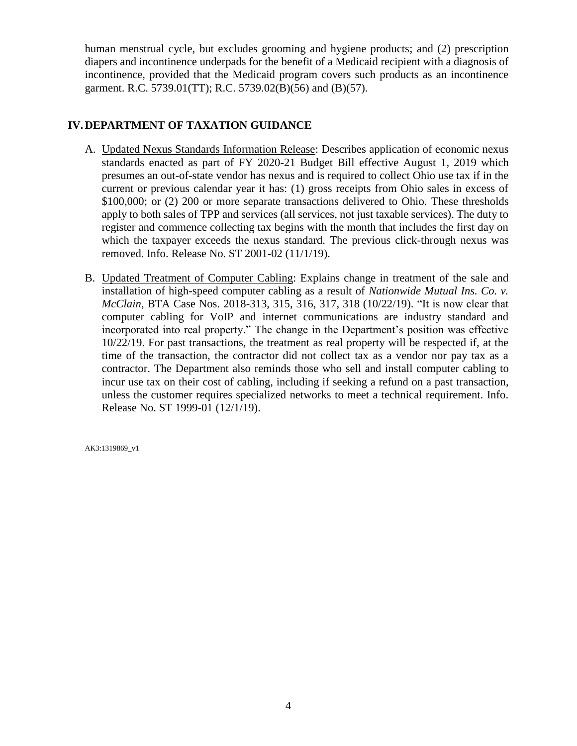human menstrual cycle, but excludes grooming and hygiene products; and (2) prescription diapers and incontinence underpads for the benefit of a Medicaid recipient with a diagnosis of incontinence, provided that the Medicaid program covers such products as an incontinence garment. R.C. 5739.01(TT); R.C. 5739.02(B)(56) and (B)(57).

## IV. DEPARTMENT OF TAXATION GUIDANCE

A. Updated Nexus Standards Information Release: Describes application of economic nexus standards enacted as part of FY 2020-21 Budget Bill effective August 1, 2019 which presumes an out-of-state vendor has nexus and is required to collect Ohio use tax if in the current or previous calendar year it has: (1) gross receipts from Ohio sales in excess of $100,000; or (2) 200 or more separate transactions delivered to Ohio. These thresholds apply to both sales of TPP and services (all services, not just taxable services). The duty to register and commence collecting tax begins with the month that includes the first day on which the taxpayer exceeds the nexus standard. The previous click-through nexus was removed. Info. Release No. ST 2001-02 (11/1/19).

B. Updated Treatment of Computer Cabling: Explains change in treatment of the sale and installation of high-speed computer cabling as a result of *Nationwide Mutual Ins. Co. v. McClain*, BTA Case Nos. 2018-313, 315, 316, 317, 318 (10/22/19). "It is now clear that computer cabling for VoIP and internet communications are industry standard and incorporated into real property." The change in the Department's position was effective 10/22/19. For past transactions, the treatment as real property will be respected if, at the time of the transaction, the contractor did not collect tax as a vendor nor pay tax as a contractor. The Department also reminds those who sell and install computer cabling to incur use tax on their cost of cabling, including if seeking a refund on a past transaction, unless the customer requires specialized networks to meet a technical requirement. Info. Release No. ST 1999-01 (12/1/19).

AK3:1319869_v1